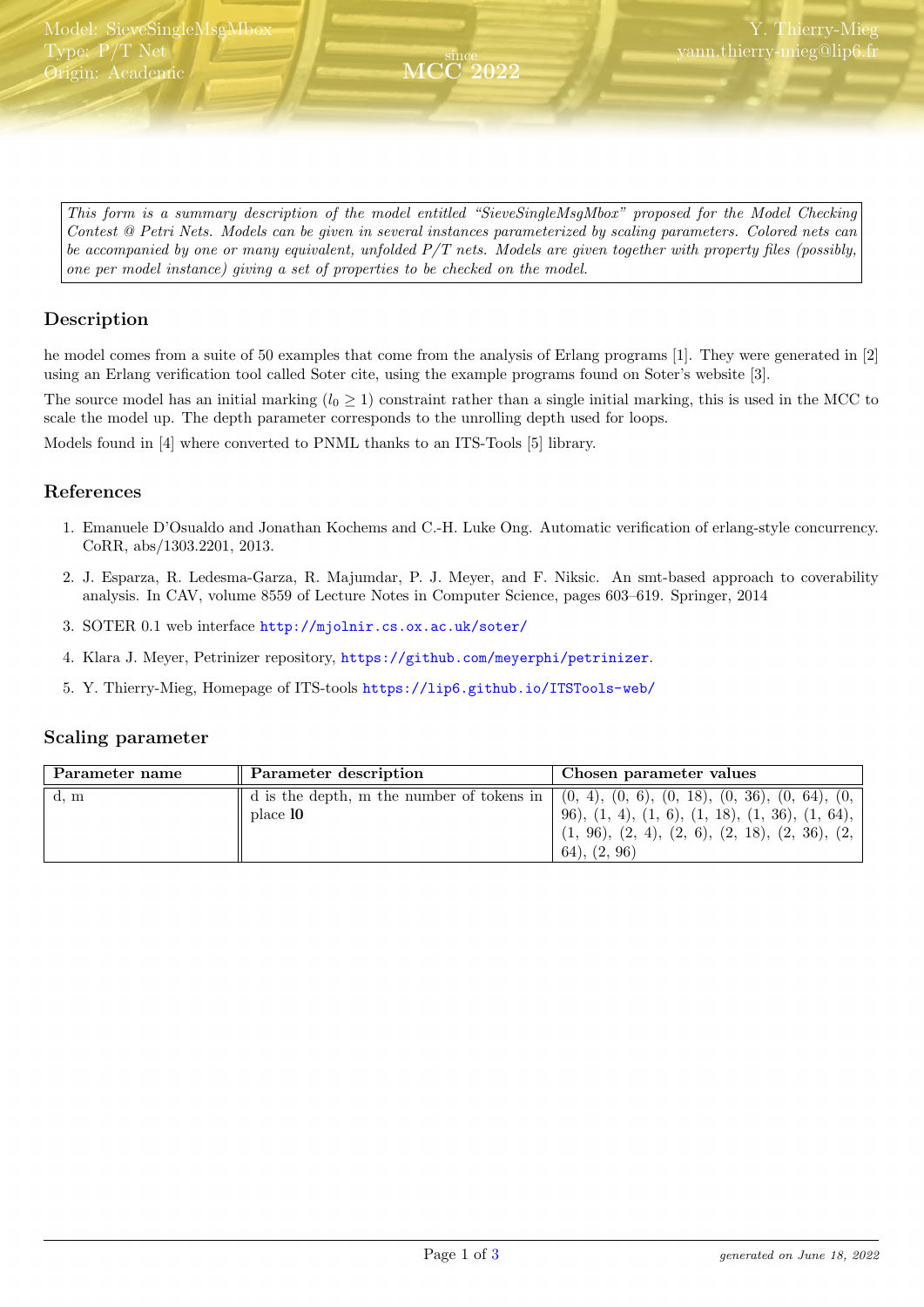Model: SieveSingleMsgMbox
Type: P/T Net
Origin: Academic

since
MCC 2022

Y. Thierry-Mieg
yann.thierry-mieg@lip6.fr

*This form is a summary description of the model entitled "SieveSingleMsgMbox" proposed for the Model Checking Contest @ Petri Nets. Models can be given in several instances parameterized by scaling parameters. Colored nets can be accompanied by one or many equivalent, unfolded P/T nets. Models are given together with property files (possibly, one per model instance) giving a set of properties to be checked on the model.*

## Description

he model comes from a suite of 50 examples that come from the analysis of Erlang programs [1]. They were generated in [2] using an Erlang verification tool called Soter cite, using the example programs found on Soter's website [3].

The source model has an initial marking ($l_0 \geq 1$) constraint rather than a single initial marking, this is used in the MCC to scale the model up. The depth parameter corresponds to the unrolling depth used for loops.

Models found in [4] where converted to PNML thanks to an ITS-Tools [5] library.

## References

1. Emanuele D'Osualdo and Jonathan Kochems and C.-H. Luke Ong. Automatic verification of erlang-style concurrency. CoRR, abs/1303.2201, 2013.
2. J. Esparza, R. Ledesma-Garza, R. Majumdar, P. J. Meyer, and F. Niksic. An smt-based approach to coverability analysis. In CAV, volume 8559 of Lecture Notes in Computer Science, pages 603–619. Springer, 2014
3. SOTER 0.1 web interface http://mjolnir.cs.ox.ac.uk/soter/
4. Klara J. Meyer, Petrinizer repository, https://github.com/meyerphi/petrinizer.
5. Y. Thierry-Mieg, Homepage of ITS-tools https://lip6.github.io/ITSTools-web/

## Scaling parameter

| Parameter name | Parameter description | Chosen parameter values |
|---|---|---|
| d, m | d is the depth, m the number of tokens in place **l0** | (0, 4), (0, 6), (0, 18), (0, 36), (0, 64), (0, 96), (1, 4), (1, 6), (1, 18), (1, 36), (1, 64), (1, 96), (2, 4), (2, 6), (2, 18), (2, 36), (2, 64), (2, 96) |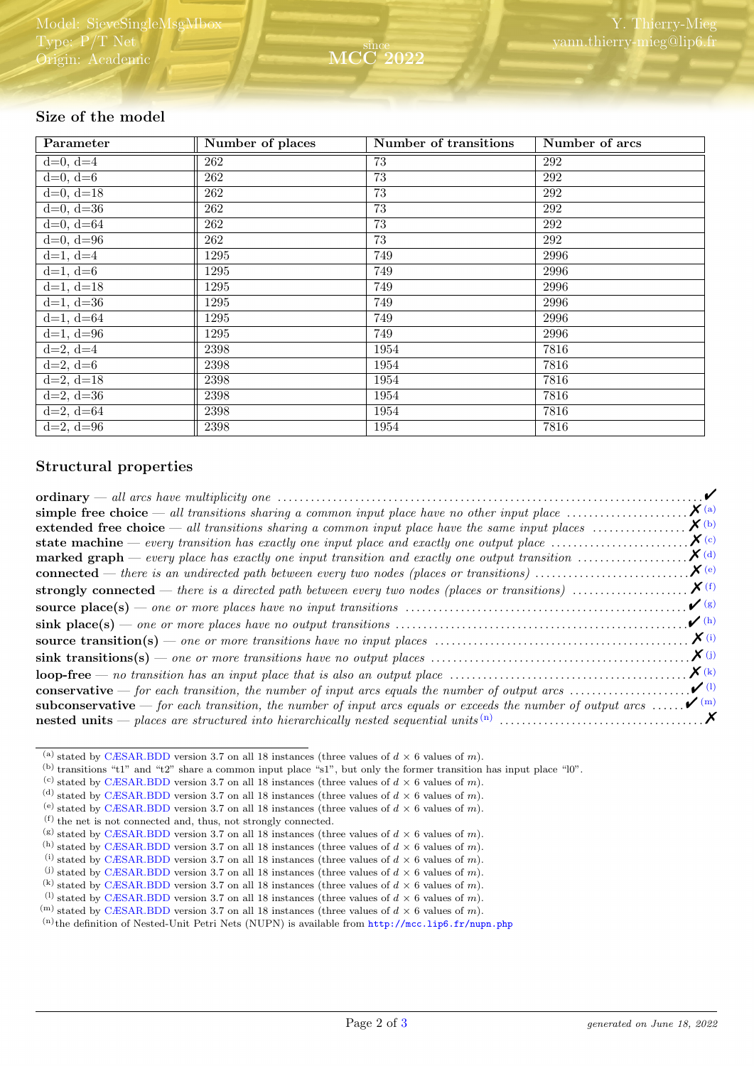## Size of the model

| Parameter | Number of places | Number of transitions | Number of arcs |
|---|---|---|---|
| d=0, d=4 | 262 | 73 | 292 |
| d=0, d=6 | 262 | 73 | 292 |
| d=0, d=18 | 262 | 73 | 292 |
| d=0, d=36 | 262 | 73 | 292 |
| d=0, d=64 | 262 | 73 | 292 |
| d=0, d=96 | 262 | 73 | 292 |
| d=1, d=4 | 1295 | 749 | 2996 |
| d=1, d=6 | 1295 | 749 | 2996 |
| d=1, d=18 | 1295 | 749 | 2996 |
| d=1, d=36 | 1295 | 749 | 2996 |
| d=1, d=64 | 1295 | 749 | 2996 |
| d=1, d=96 | 1295 | 749 | 2996 |
| d=2, d=4 | 2398 | 1954 | 7816 |
| d=2, d=6 | 2398 | 1954 | 7816 |
| d=2, d=18 | 2398 | 1954 | 7816 |
| d=2, d=36 | 2398 | 1954 | 7816 |
| d=2, d=64 | 2398 | 1954 | 7816 |
| d=2, d=96 | 2398 | 1954 | 7816 |

## Structural properties

**ordinary** — *all arcs have multiplicity one* ✔

**simple free choice** — *all transitions sharing a common input place have no other input place* ✗ [a]

**extended free choice** — *all transitions sharing a common input place have the same input places* ✗ [b]

**state machine** — *every transition has exactly one input place and exactly one output place* ✗ [c]

**marked graph** — *every place has exactly one input transition and exactly one output transition* ✗ [d]

**connected** — *there is an undirected path between every two nodes (places or transitions)* ✗ [e]

**strongly connected** — *there is a directed path between every two nodes (places or transitions)* ✗ [f]

**source place(s)** — *one or more places have no input transitions* ✔ [g]

**sink place(s)** — *one or more places have no output transitions* ✔ [h]

**source transition(s)** — *one or more transitions have no input places* ✗ [i]

**sink transitions(s)** — *one or more transitions have no output places* ✗ [j]

**loop-free** — *no transition has an input place that is also an output place* ✗ [k]

**conservative** — *for each transition, the number of input arcs equals the number of output arcs* ✔ [l]

**subconservative** — *for each transition, the number of input arcs equals or exceeds the number of output arcs* ✔ [m]

**nested units** — *places are structured into hierarchically nested sequential units* [n] ✗

---

[a] stated by CÆSAR.BDD version 3.7 on all 18 instances (three values of $d$ × 6 values of $m$).

[b] transitions “t1” and “t2” share a common input place “s1”, but only the former transition has input place “l0”.

[c] stated by CÆSAR.BDD version 3.7 on all 18 instances (three values of $d$ × 6 values of $m$).

[d] stated by CÆSAR.BDD version 3.7 on all 18 instances (three values of $d$ × 6 values of $m$).

[e] stated by CÆSAR.BDD version 3.7 on all 18 instances (three values of $d$ × 6 values of $m$).

[f] the net is not connected and, thus, not strongly connected.

[g] stated by CÆSAR.BDD version 3.7 on all 18 instances (three values of $d$ × 6 values of $m$).

[h] stated by CÆSAR.BDD version 3.7 on all 18 instances (three values of $d$ × 6 values of $m$).

[i] stated by CÆSAR.BDD version 3.7 on all 18 instances (three values of $d$ × 6 values of $m$).

[j] stated by CÆSAR.BDD version 3.7 on all 18 instances (three values of $d$ × 6 values of $m$).

[k] stated by CÆSAR.BDD version 3.7 on all 18 instances (three values of $d$ × 6 values of $m$).

[l] stated by CÆSAR.BDD version 3.7 on all 18 instances (three values of $d$ × 6 values of $m$).

[m] stated by CÆSAR.BDD version 3.7 on all 18 instances (three values of $d$ × 6 values of $m$).

[n] the definition of Nested-Unit Petri Nets (NUPN) is available from `http://mcc.lip6.fr/nupn.php`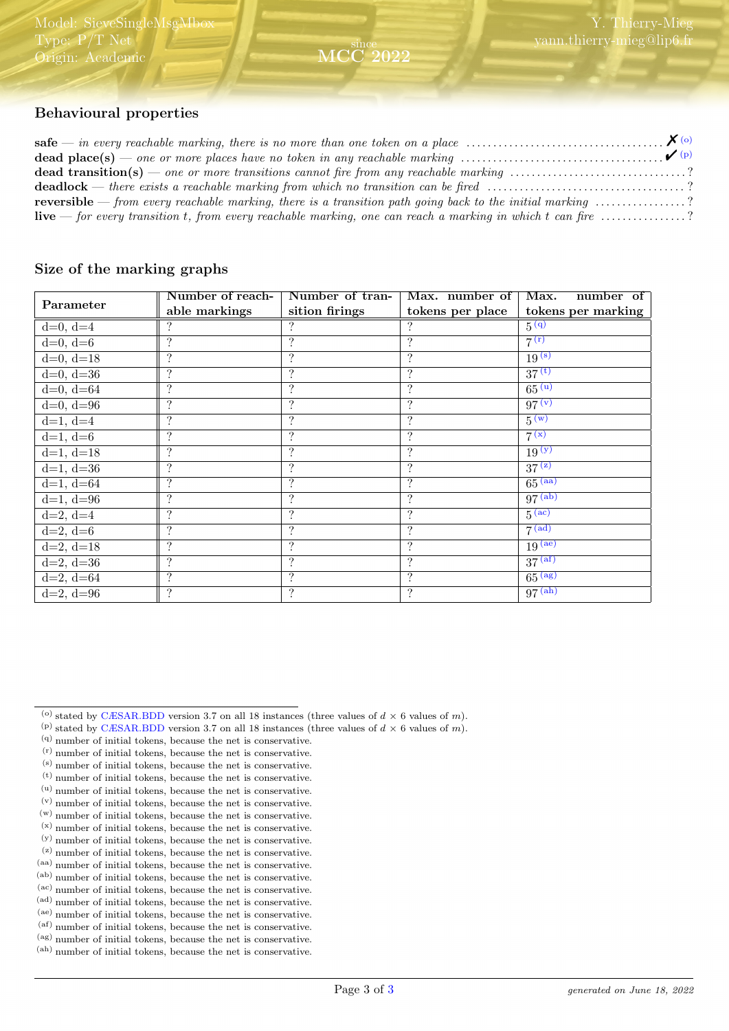## Behavioural properties

**safe** — *in every reachable marking, there is no more than one token on a place* .................................... ✗ (o)
**dead place(s)** — *one or more places have no token in any reachable marking* .................................... ✔ (p)
**dead transition(s)** — *one or more transitions cannot fire from any reachable marking* ................................ ?
**deadlock** — *there exists a reachable marking from which no transition can be fired* .................................... ?
**reversible** — *from every reachable marking, there is a transition path going back to the initial marking* ................. ?
**live** — *for every transition t, from every reachable marking, one can reach a marking in which t can fire* ................ ?

## Size of the marking graphs

| Parameter | Number of reachable markings | Number of transition firings | Max. number of tokens per place | Max. number of tokens per marking |
|---|---|---|---|---|
| d=0, d=4 | ? | ? | ? | 5 (q) |
| d=0, d=6 | ? | ? | ? | 7 (r) |
| d=0, d=18 | ? | ? | ? | 19 (s) |
| d=0, d=36 | ? | ? | ? | 37 (t) |
| d=0, d=64 | ? | ? | ? | 65 (u) |
| d=0, d=96 | ? | ? | ? | 97 (v) |
| d=1, d=4 | ? | ? | ? | 5 (w) |
| d=1, d=6 | ? | ? | ? | 7 (x) |
| d=1, d=18 | ? | ? | ? | 19 (y) |
| d=1, d=36 | ? | ? | ? | 37 (z) |
| d=1, d=64 | ? | ? | ? | 65 (aa) |
| d=1, d=96 | ? | ? | ? | 97 (ab) |
| d=2, d=4 | ? | ? | ? | 5 (ac) |
| d=2, d=6 | ? | ? | ? | 7 (ad) |
| d=2, d=18 | ? | ? | ? | 19 (ae) |
| d=2, d=36 | ? | ? | ? | 37 (af) |
| d=2, d=64 | ? | ? | ? | 65 (ag) |
| d=2, d=96 | ? | ? | ? | 97 (ah) |

(o) stated by CÆSAR.BDD version 3.7 on all 18 instances (three values of $d$ × 6 values of $m$).
(p) stated by CÆSAR.BDD version 3.7 on all 18 instances (three values of $d$ × 6 values of $m$).
(q) number of initial tokens, because the net is conservative.
(r) number of initial tokens, because the net is conservative.
(s) number of initial tokens, because the net is conservative.
(t) number of initial tokens, because the net is conservative.
(u) number of initial tokens, because the net is conservative.
(v) number of initial tokens, because the net is conservative.
(w) number of initial tokens, because the net is conservative.
(x) number of initial tokens, because the net is conservative.
(y) number of initial tokens, because the net is conservative.
(z) number of initial tokens, because the net is conservative.
(aa) number of initial tokens, because the net is conservative.
(ab) number of initial tokens, because the net is conservative.
(ac) number of initial tokens, because the net is conservative.
(ad) number of initial tokens, because the net is conservative.
(ae) number of initial tokens, because the net is conservative.
(af) number of initial tokens, because the net is conservative.
(ag) number of initial tokens, because the net is conservative.
(ah) number of initial tokens, because the net is conservative.